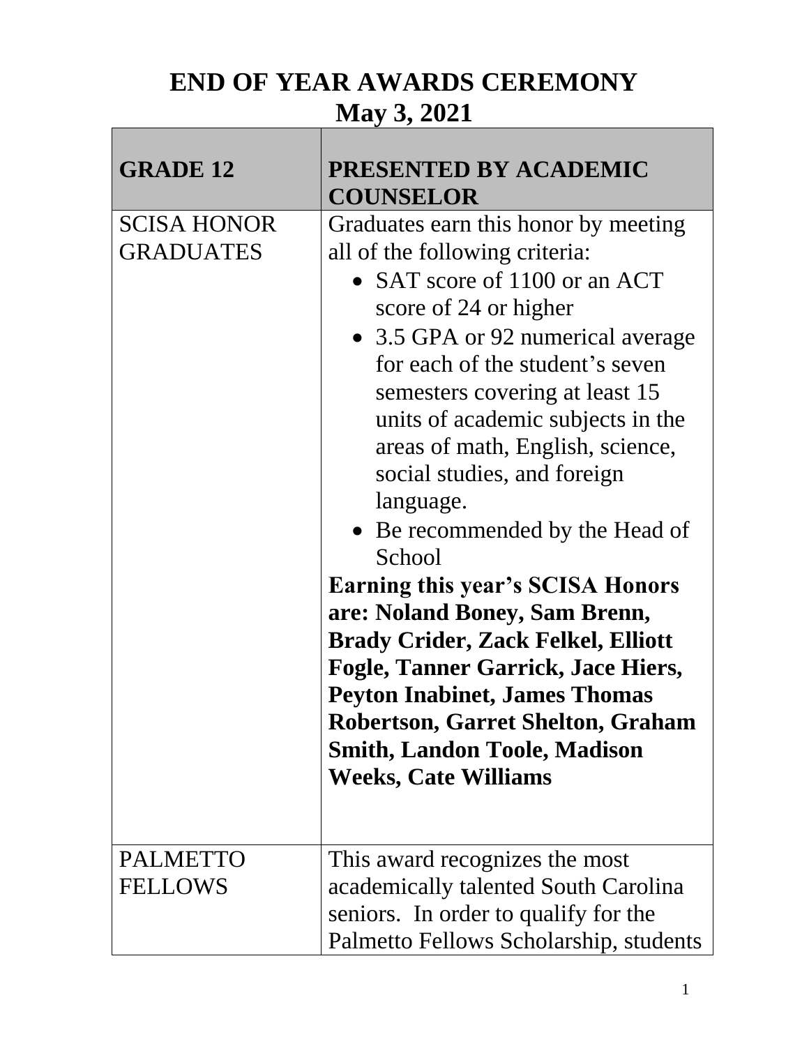# END OF YEAR AWARDS CEREMONY
## May 3, 2021

| **GRADE 12** | **PRESENTED BY ACADEMIC COUNSELOR** |
| --- | --- |
| SCISA HONOR GRADUATES | Graduates earn this honor by meeting all of the following criteria:<br>• SAT score of 1100 or an ACT score of 24 or higher<br>• 3.5 GPA or 92 numerical average for each of the student's seven semesters covering at least 15 units of academic subjects in the areas of math, English, science, social studies, and foreign language.<br>• Be recommended by the Head of School<br>**Earning this year's SCISA Honors are: Noland Boney, Sam Brenn, Brady Crider, Zack Felkel, Elliott Fogle, Tanner Garrick, Jace Hiers, Peyton Inabinet, James Thomas Robertson, Garret Shelton, Graham Smith, Landon Toole, Madison Weeks, Cate Williams** |
| PALMETTO FELLOWS | This award recognizes the most academically talented South Carolina seniors. In order to qualify for the Palmetto Fellows Scholarship, students |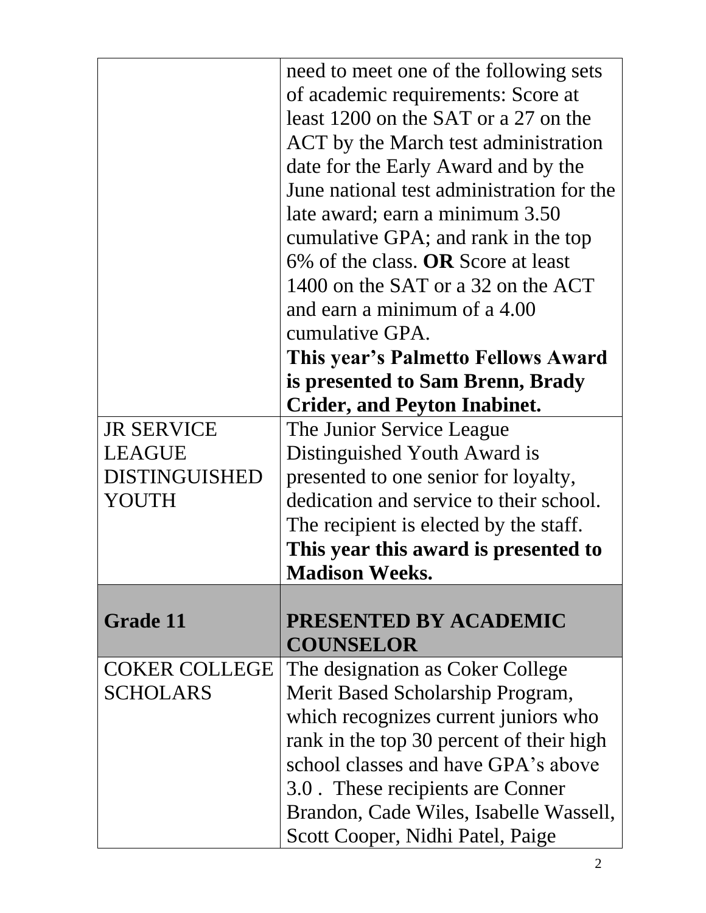| | |
|---|---|
| | need to meet one of the following sets of academic requirements: Score at least 1200 on the SAT or a 27 on the ACT by the March test administration date for the Early Award and by the June national test administration for the late award; earn a minimum 3.50 cumulative GPA; and rank in the top 6% of the class. **OR** Score at least 1400 on the SAT or a 32 on the ACT and earn a minimum of a 4.00 cumulative GPA. **This year's Palmetto Fellows Award is presented to Sam Brenn, Brady Crider, and Peyton Inabinet.** |
| JR SERVICE LEAGUE DISTINGUISHED YOUTH | The Junior Service League Distinguished Youth Award is presented to one senior for loyalty, dedication and service to their school. The recipient is elected by the staff. **This year this award is presented to Madison Weeks.** |
| **Grade 11** | **PRESENTED BY ACADEMIC COUNSELOR** |
| COKER COLLEGE SCHOLARS | The designation as Coker College Merit Based Scholarship Program, which recognizes current juniors who rank in the top 30 percent of their high school classes and have GPA's above 3.0 . These recipients are Conner Brandon, Cade Wiles, Isabelle Wassell, Scott Cooper, Nidhi Patel, Paige |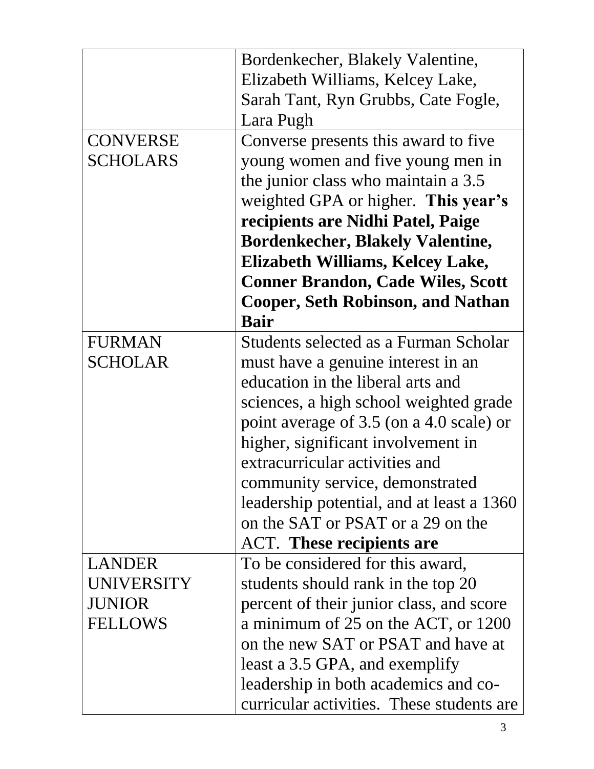| | |
|---|---|
| | Bordenkecher, Blakely Valentine, Elizabeth Williams, Kelcey Lake, Sarah Tant, Ryn Grubbs, Cate Fogle, Lara Pugh |
| CONVERSE SCHOLARS | Converse presents this award to five young women and five young men in the junior class who maintain a 3.5 weighted GPA or higher. **This year's recipients are Nidhi Patel, Paige Bordenkecher, Blakely Valentine, Elizabeth Williams, Kelcey Lake, Conner Brandon, Cade Wiles, Scott Cooper, Seth Robinson, and Nathan Bair** |
| FURMAN SCHOLAR | Students selected as a Furman Scholar must have a genuine interest in an education in the liberal arts and sciences, a high school weighted grade point average of 3.5 (on a 4.0 scale) or higher, significant involvement in extracurricular activities and community service, demonstrated leadership potential, and at least a 1360 on the SAT or PSAT or a 29 on the ACT. **These recipients are** |
| LANDER UNIVERSITY JUNIOR FELLOWS | To be considered for this award, students should rank in the top 20 percent of their junior class, and score a minimum of 25 on the ACT, or 1200 on the new SAT or PSAT and have at least a 3.5 GPA, and exemplify leadership in both academics and co-curricular activities. These students are |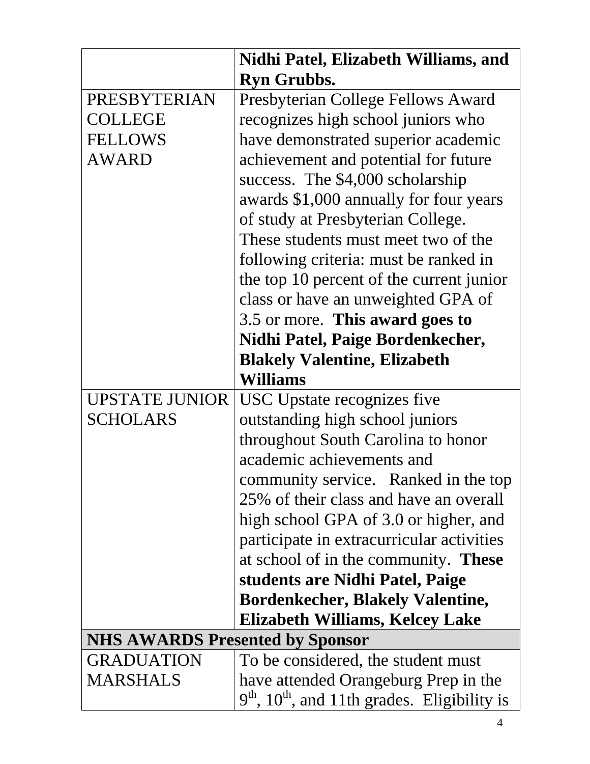| | |
|---|---|
| | **Nidhi Patel, Elizabeth Williams, and Ryn Grubbs.** |
| PRESBYTERIAN COLLEGE FELLOWS AWARD | Presbyterian College Fellows Award recognizes high school juniors who have demonstrated superior academic achievement and potential for future success. The $4,000 scholarship awards $1,000 annually for four years of study at Presbyterian College. These students must meet two of the following criteria: must be ranked in the top 10 percent of the current junior class or have an unweighted GPA of 3.5 or more. **This award goes to Nidhi Patel, Paige Bordenkecher, Blakely Valentine, Elizabeth Williams** |
| UPSTATE JUNIOR SCHOLARS | USC Upstate recognizes five outstanding high school juniors throughout South Carolina to honor academic achievements and community service. Ranked in the top 25% of their class and have an overall high school GPA of 3.0 or higher, and participate in extracurricular activities at school of in the community. **These students are Nidhi Patel, Paige Bordenkecher, Blakely Valentine, Elizabeth Williams, Kelcey Lake** |
| **NHS AWARDS Presented by Sponsor** | |
| GRADUATION MARSHALS | To be considered, the student must have attended Orangeburg Prep in the 9th, 10th, and 11th grades. Eligibility is |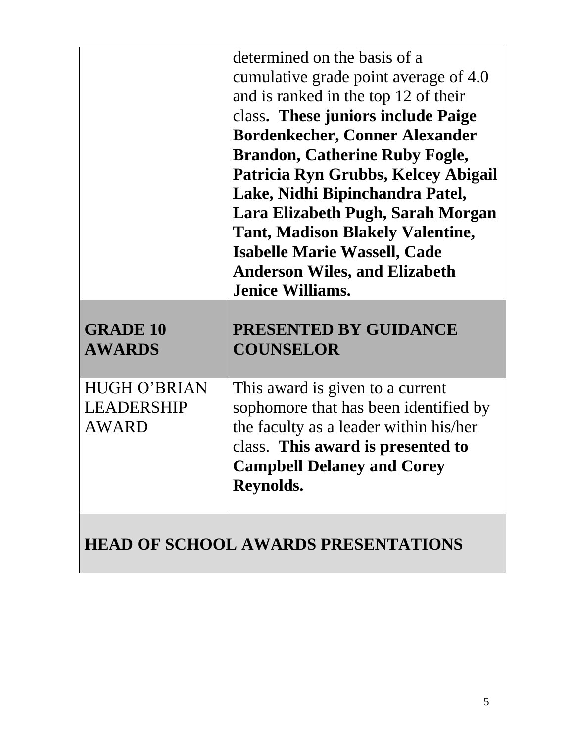| | |
|---|---|
| | determined on the basis of a cumulative grade point average of 4.0 and is ranked in the top 12 of their class**. These juniors include Paige Bordenkecher, Conner Alexander Brandon, Catherine Ruby Fogle, Patricia Ryn Grubbs, Kelcey Abigail Lake, Nidhi Bipinchandra Patel, Lara Elizabeth Pugh, Sarah Morgan Tant, Madison Blakely Valentine, Isabelle Marie Wassell, Cade Anderson Wiles, and Elizabeth Jenice Williams.** |
| **GRADE 10 AWARDS** | **PRESENTED BY GUIDANCE COUNSELOR** |
| HUGH O'BRIAN LEADERSHIP AWARD | This award is given to a current sophomore that has been identified by the faculty as a leader within his/her class. **This award is presented to Campbell Delaney and Corey Reynolds.** |
| **HEAD OF SCHOOL AWARDS PRESENTATIONS** | |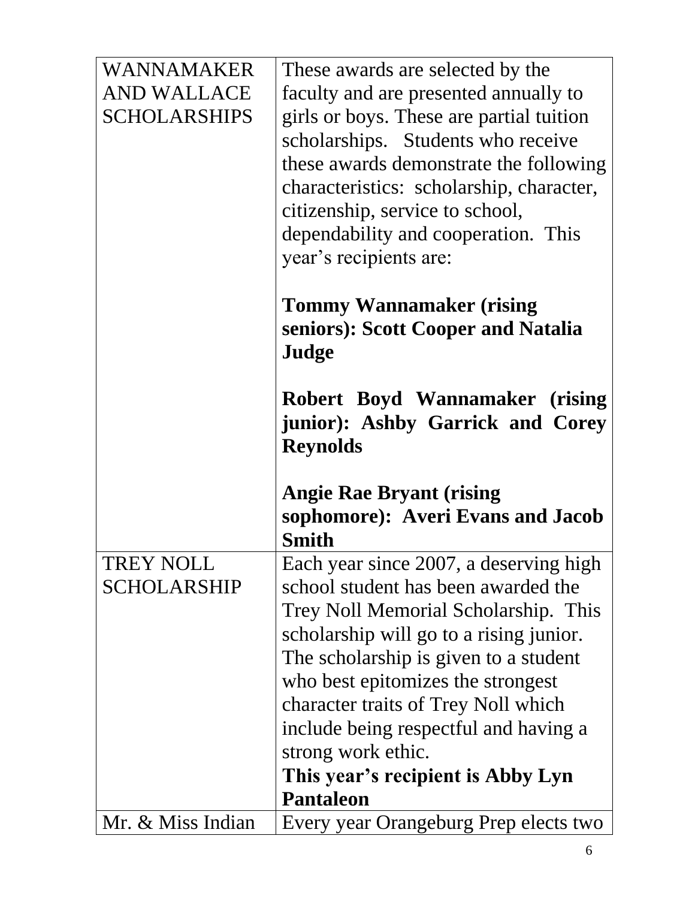| | |
|---|---|
| WANNAMAKER AND WALLACE SCHOLARSHIPS | These awards are selected by the faculty and are presented annually to girls or boys. These are partial tuition scholarships. Students who receive these awards demonstrate the following characteristics: scholarship, character, citizenship, service to school, dependability and cooperation. This year's recipients are:<br><br>**Tommy Wannamaker (rising seniors): Scott Cooper and Natalia Judge**<br><br>**Robert Boyd Wannamaker (rising junior): Ashby Garrick and Corey Reynolds**<br><br>**Angie Rae Bryant (rising sophomore): Averi Evans and Jacob Smith** |
| TREY NOLL SCHOLARSHIP | Each year since 2007, a deserving high school student has been awarded the Trey Noll Memorial Scholarship. This scholarship will go to a rising junior. The scholarship is given to a student who best epitomizes the strongest character traits of Trey Noll which include being respectful and having a strong work ethic.<br>**This year's recipient is Abby Lyn Pantaleon** |
| Mr. & Miss Indian | Every year Orangeburg Prep elects two |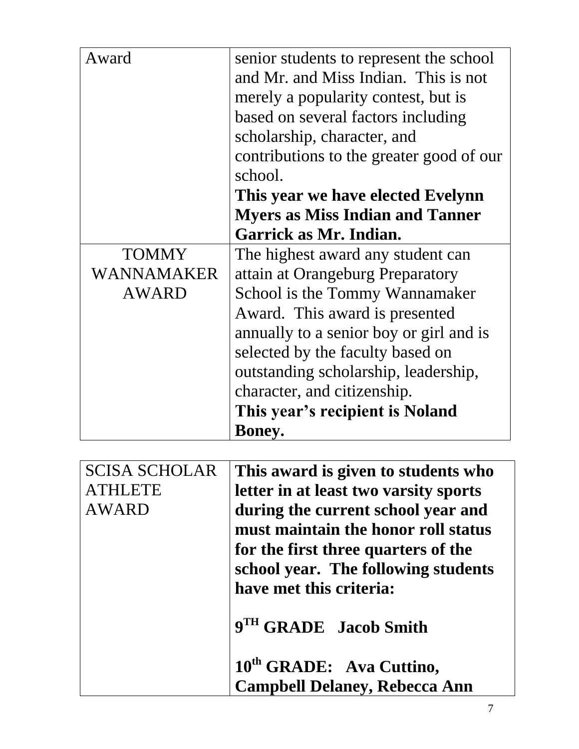| | |
|---|---|
| Award | senior students to represent the school and Mr. and Miss Indian. This is not merely a popularity contest, but is based on several factors including scholarship, character, and contributions to the greater good of our school. **This year we have elected Evelynn Myers as Miss Indian and Tanner Garrick as Mr. Indian.** |
| TOMMY WANNAMAKER AWARD | The highest award any student can attain at Orangeburg Preparatory School is the Tommy Wannamaker Award. This award is presented annually to a senior boy or girl and is selected by the faculty based on outstanding scholarship, leadership, character, and citizenship. **This year's recipient is Noland Boney.** |

| | |
|---|---|
| SCISA SCHOLAR ATHLETE AWARD | **This award is given to students who letter in at least two varsity sports during the current school year and must maintain the honor roll status for the first three quarters of the school year. The following students have met this criteria:**<br><br>**9TH GRADE Jacob Smith**<br><br>**10th GRADE: Ava Cuttino, Campbell Delaney, Rebecca Ann** |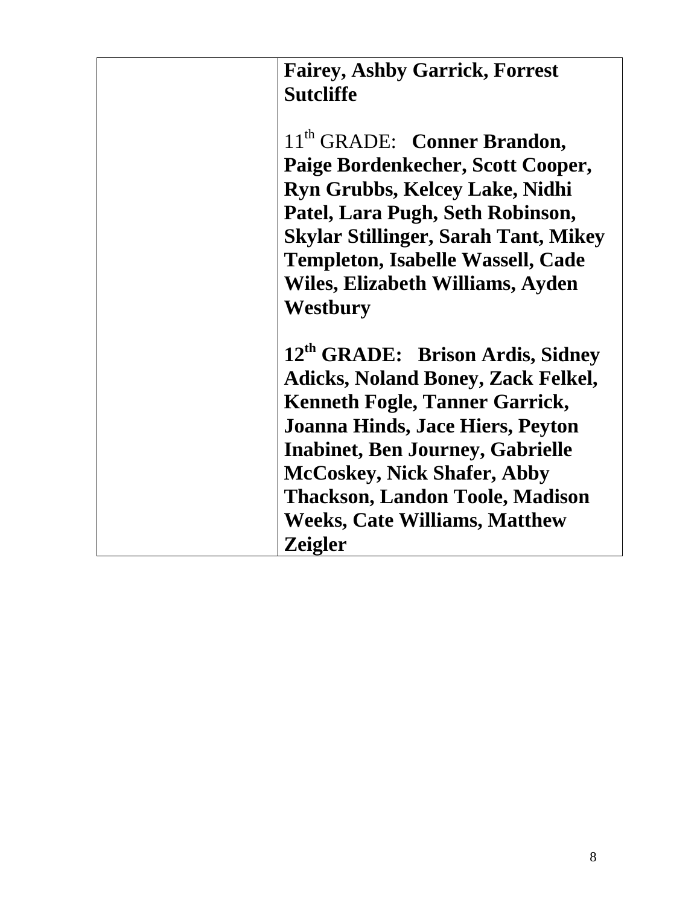| | |
|---|---|
| | **Fairey, Ashby Garrick, Forrest Sutcliffe**<br><br>11th GRADE: **Conner Brandon, Paige Bordenkecher, Scott Cooper, Ryn Grubbs, Kelcey Lake, Nidhi Patel, Lara Pugh, Seth Robinson, Skylar Stillinger, Sarah Tant, Mikey Templeton, Isabelle Wassell, Cade Wiles, Elizabeth Williams, Ayden Westbury**<br><br>**12th GRADE: Brison Ardis, Sidney Adicks, Noland Boney, Zack Felkel, Kenneth Fogle, Tanner Garrick, Joanna Hinds, Jace Hiers, Peyton Inabinet, Ben Journey, Gabrielle McCoskey, Nick Shafer, Abby Thackson, Landon Toole, Madison Weeks, Cate Williams, Matthew Zeigler** |